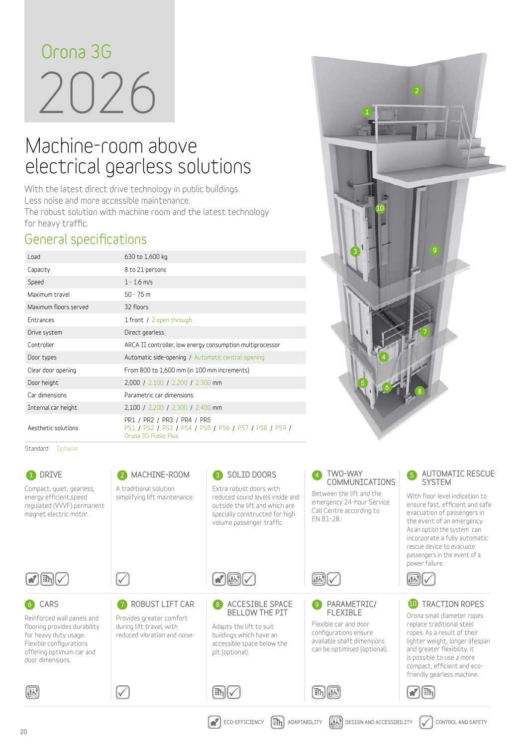# Orona 3G 2026

## Machine-room above electrical gearless solutions

With the latest direct drive technology in public buildings.
Less noise and more accessible maintenance.
The robust solution with machine room and the latest technology for heavy traffic.

### General specifications

| | |
|---|---|
| Load | 630 to 1,600 kg |
| Capacity | 8 to 21 persons |
| Speed | 1 - 1.6 m/s |
| Maximum travel | 50 - 75 m |
| Maximum floors served | 32 floors |
| Entrances | 1 front / 2 open through |
| Drive system | Direct gearless |
| Controller | ARCA II controller, low energy consumption multiprocessor |
| Door types | Automatic side-opening / Automatic central-opening |
| Clear door opening | From 800 to 1,600 mm (in 100 mm increments) |
| Door height | 2,000 / 2,100 / 2,200 / 2,300 mm |
| Car dimensions | Parametric car dimensions |
| Internal car height | 2,100 / 2,200 / 2,300 / 2,400 mm |
| Aesthetic solutions | PR1 / PR2 / PR3 / PR4 / PR5<br>PS1 / PS2 / PS3 / PS4 / PS5 / PS6 / PS7 / PS8 / PS9 / Orona 3G Public Plus |

Standard Optional

**1 DRIVE**
Compact, quiet, gearless, energy efficient,speed regulated (VVVF) permanent magnet electric motor.

**2 MACHINE-ROOM**
A traditional solution simplifying lift maintenance.

**3 SOLID DOORS**
Extra robust doors with reduced sound levels inside and outside the lift and which are specially constructed for high volume passenger traffic.

**4 TWO-WAY COMMUNICATIONS**
Between the lift and the emergency 24-hour Service Call Centre according to EN 81-28.

**5 AUTOMATIC RESCUE SYSTEM**
With floor level indication to ensure fast, efficient and safe evacuation of passengers in the event of an emergency. As an option the system can incorporate a fully automatic rescue device to evacuate passengers in the event of a power failure.

**6 CARS**
Reinforced wall panels and flooring provides durability for heavy duty usage. Flexible configurations offering optimum car and door dimensions.

**7 ROBUST LIFT CAR**
Provides greater comfort during lift travel, with reduced vibration and noise.

**8 ACCESIBLE SPACE BELLOW THE PIT**
Adapts the lift to suit buildings which have an accessible space below the pit (optional).

**9 PARAMETRIC/ FLEXIBLE**
Flexible car and door configurations ensure available shaft dimensions can be optimised (optional).

**10 TRACTION ROPES**
Orona small diameter ropes replace traditional steel ropes. As a result of their lighter weight, longer lifespan and greater flexibility, it is possible to use a more compact, efficient and eco-friendly gearless machine.

ECO-EFFICIENCY ADAPTABILITY DESIGN AND ACCESSIBILITY CONTROL AND SAFETY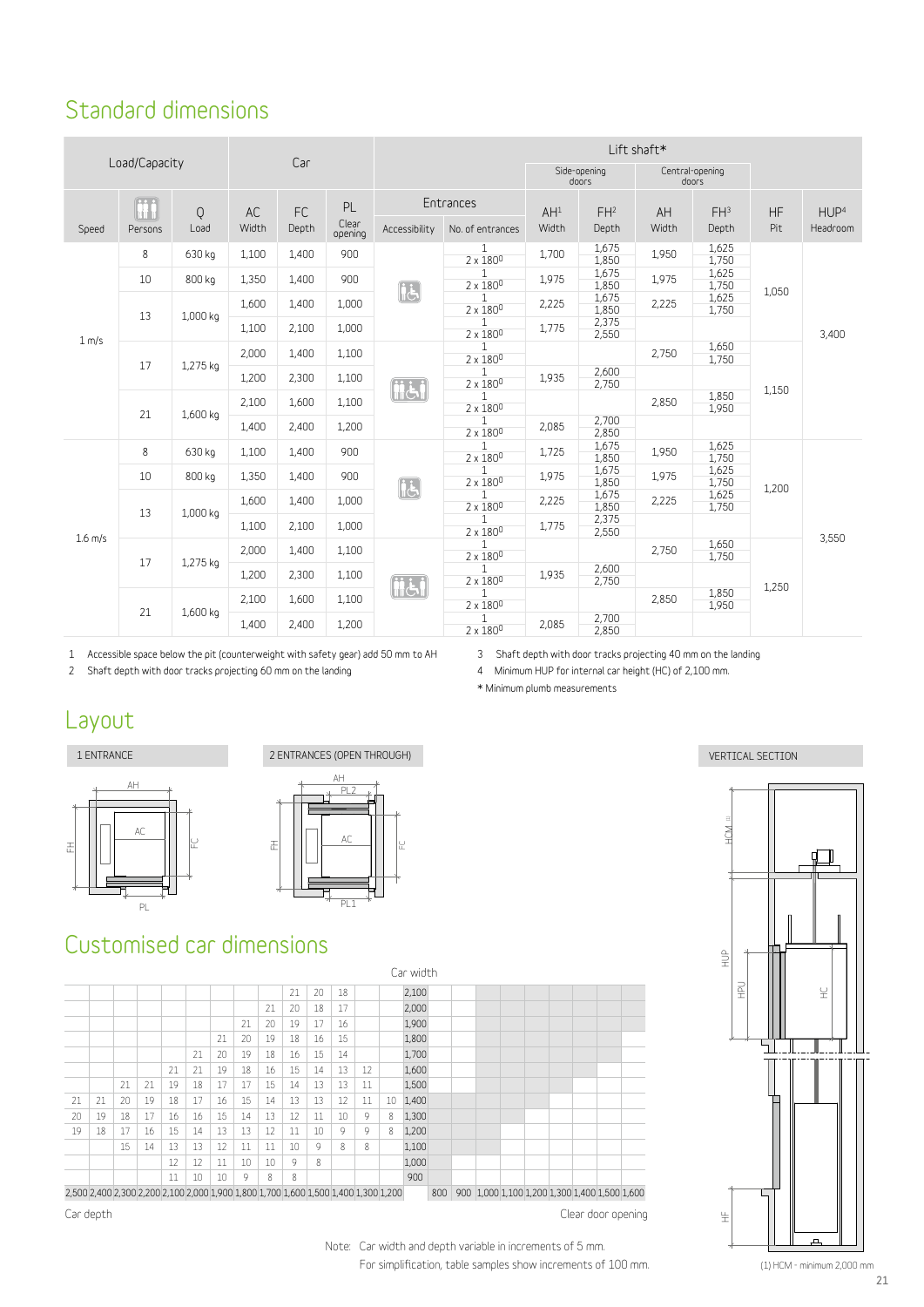# Standard dimensions

| Load/Capacity | | | Car | | | Lift shaft* | | | | | | | |
|---|---|---|---|---|---|---|---|---|---|---|---|---|---|
| | | | | | | Entrances | | Side-opening doors | | Central-opening doors | | | |
| Speed | Persons | Q Load | AC Width | FC Depth | PL Clear opening | Accessibility | No. of entrances | AH[1] Width | FH[2] Depth | AH Width | FH[3] Depth | HF Pit | HUP[4] Headroom |
| 1 m/s | 8 | 630 kg | 1,100 | 1,400 | 900 | | 1 / 2 x 180⁰ | 1,700 | 1,675 / 1,850 | 1,950 | 1,625 / 1,750 | 1,050 | 3,400 |
| | 10 | 800 kg | 1,350 | 1,400 | 900 | | 1 / 2 x 180⁰ | 1,975 | 1,675 / 1,850 | 1,975 | 1,625 / 1,750 | | |
| | 13 | 1,000 kg | 1,600 | 1,400 | 1,000 | | 1 / 2 x 180⁰ | 2,225 | 1,675 / 1,850 | 2,225 | 1,625 / 1,750 | | |
| | | | 1,100 | 2,100 | 1,000 | | 1 / 2 x 180⁰ | 1,775 | 2,375 / 2,550 | | | | |
| | 17 | 1,275 kg | 2,000 | 1,400 | 1,100 | | 1 / 2 x 180⁰ | | | 2,750 | 1,650 / 1,750 | 1,150 | |
| | | | 1,200 | 2,300 | 1,100 | | 1 / 2 x 180⁰ | 1,935 | 2,600 / 2,750 | | | | |
| | 21 | 1,600 kg | 2,100 | 1,600 | 1,100 | | 1 / 2 x 180⁰ | | | 2,850 | 1,850 / 1,950 | | |
| | | | 1,400 | 2,400 | 1,200 | | 1 / 2 x 180⁰ | 2,085 | 2,700 / 2,850 | | | | |
| 1.6 m/s | 8 | 630 kg | 1,100 | 1,400 | 900 | | 1 / 2 x 180⁰ | 1,725 | 1,675 / 1,850 | 1,950 | 1,625 / 1,750 | 1,200 | 3,550 |
| | 10 | 800 kg | 1,350 | 1,400 | 900 | | 1 / 2 x 180⁰ | 1,975 | 1,675 / 1,850 | 1,975 | 1,625 / 1,750 | | |
| | 13 | 1,000 kg | 1,600 | 1,400 | 1,000 | | 1 / 2 x 180⁰ | 2,225 | 1,675 / 1,850 | 2,225 | 1,625 / 1,750 | | |
| | | | 1,100 | 2,100 | 1,000 | | 1 / 2 x 180⁰ | 1,775 | 2,375 / 2,550 | | | | |
| | 17 | 1,275 kg | 2,000 | 1,400 | 1,100 | | 1 / 2 x 180⁰ | | | 2,750 | 1,650 / 1,750 | 1,250 | |
| | | | 1,200 | 2,300 | 1,100 | | 1 / 2 x 180⁰ | 1,935 | 2,600 / 2,750 | | | | |
| | 21 | 1,600 kg | 2,100 | 1,600 | 1,100 | | 1 / 2 x 180⁰ | | | 2,850 | 1,850 / 1,950 | | |
| | | | 1,400 | 2,400 | 1,200 | | 1 / 2 x 180⁰ | 2,085 | 2,700 / 2,850 | | | | |

1 Accessible space below the pit (counterweight with safety gear) add 50 mm to AH

2 Shaft depth with door tracks projecting 60 mm on the landing

3 Shaft depth with door tracks projecting 40 mm on the landing

4 Minimum HUP for internal car height (HC) of 2,100 mm.

\* Minimum plumb measurements

# Layout

**1 ENTRANCE**

AH, AC, FH, FC, PL

**2 ENTRANCES (OPEN THROUGH)**

AH, PL2, AC, FH, FC, PL1

**VERTICAL SECTION**

HCM (1), HUP, HPU, HC, HF

(1) HCM - minimum 2,000 mm

# Customised car dimensions

Car width

| 2,500 | 2,400 | 2,300 | 2,200 | 2,100 | 2,000 | 1,900 | 1,800 | 1,700 | 1,600 | 1,500 | 1,400 | 1,300 | 1,200 | Car width |
|---|---|---|---|---|---|---|---|---|---|---|---|---|---|---|
| | | | | | | | | | 21 | 20 | 18 | | | 2,100 |
| | | | | | | | | 21 | 20 | 18 | 17 | | | 2,000 |
| | | | | | | | 21 | 20 | 19 | 17 | 16 | | | 1,900 |
| | | | | | | 21 | 20 | 19 | 18 | 16 | 15 | | | 1,800 |
| | | | | | 21 | 20 | 19 | 18 | 16 | 15 | 14 | | | 1,700 |
| | | | | 21 | 21 | 19 | 18 | 16 | 15 | 14 | 13 | 12 | | 1,600 |
| | | 21 | 21 | 19 | 18 | 17 | 17 | 15 | 14 | 13 | 13 | 11 | | 1,500 |
| 21 | 21 | 20 | 19 | 18 | 17 | 16 | 15 | 14 | 13 | 13 | 12 | 11 | 10 | 1,400 |
| 20 | 19 | 18 | 17 | 16 | 16 | 15 | 14 | 13 | 12 | 11 | 10 | 9 | 8 | 1,300 |
| 19 | 18 | 17 | 16 | 15 | 14 | 13 | 12 | 11 | 10 | 9 | 9 | | 8 | 1,200 |
| | | 15 | 14 | 13 | 13 | 12 | 11 | 11 | 10 | 9 | 8 | 8 | | 1,100 |
| | | | | 12 | 12 | 11 | 10 | 10 | 9 | 8 | | | | 1,000 |
| | | | | 11 | 10 | 10 | 9 | 8 | 8 | | | | | 900 |

Car depth

800 | 900 | 1,000 | 1,100 | 1,200 | 1,300 | 1,400 | 1,500 | 1,600

Clear door opening

Note: Car width and depth variable in increments of 5 mm.
For simplification, table samples show increments of 100 mm.